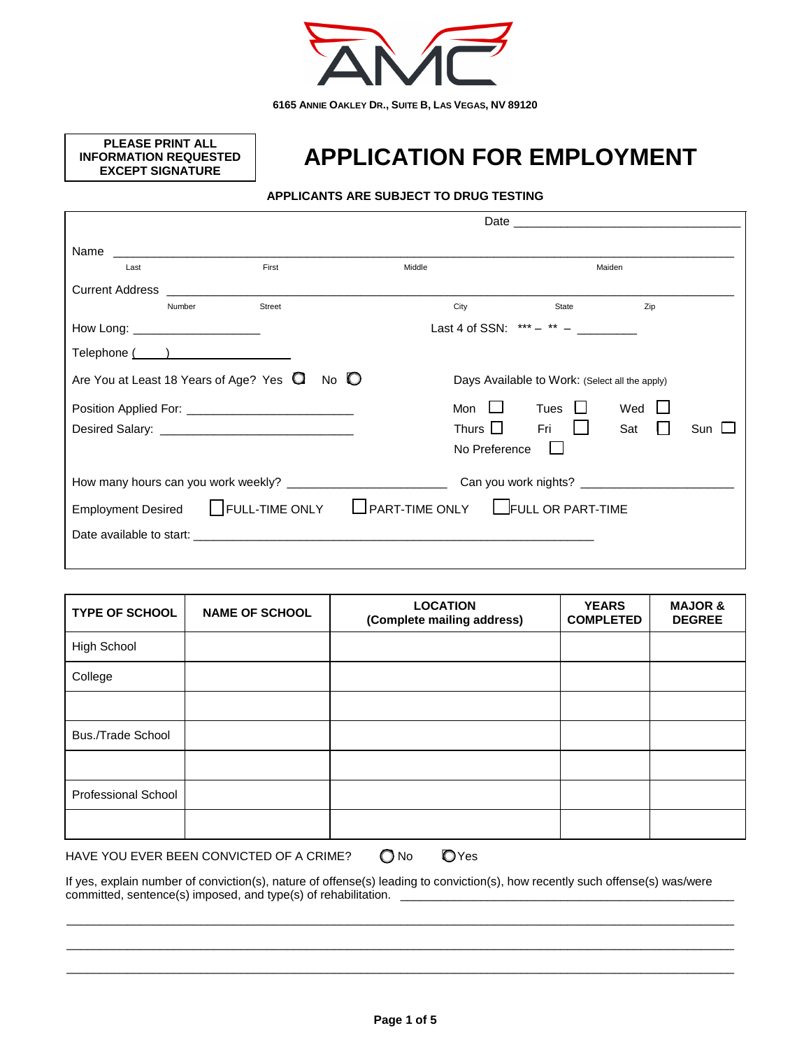AMC

**6165 Annie Oakley Dr., Suite B, Las Vegas, NV 89120**

**PLEASE PRINT ALL INFORMATION REQUESTED EXCEPT SIGNATURE**

# APPLICATION FOR EMPLOYMENT

**APPLICANTS ARE SUBJECT TO DRUG TESTING**

Date ___________________________________

Name ___________________________________________________________________________
Last First Middle Maiden

Current Address _________________________________________________________________
Number Street City State Zip

How Long: ____________________ Last 4 of SSN: *** – ** – _________

Telephone (____) ________________

Are You at Least 18 Years of Age? Yes ◯ No ◯

Days Available to Work: (Select all the apply)

Mon ☐ Tues ☐ Wed ☐
Thurs ☐ Fri ☐ Sat ☐ Sun ☐
No Preference ☐

Position Applied For: __________________________

Desired Salary: ______________________________

How many hours can you work weekly? ________________________ Can you work nights? ______________________

Employment Desired ☐ FULL-TIME ONLY ☐ PART-TIME ONLY ☐ FULL OR PART-TIME

Date available to start: ____________________________________________________________

| TYPE OF SCHOOL | NAME OF SCHOOL | LOCATION (Complete mailing address) | YEARS COMPLETED | MAJOR & DEGREE |
|---|---|---|---|---|
| High School | | | | |
| College | | | | |
| | | | | |
| Bus./Trade School | | | | |
| | | | | |
| Professional School | | | | |
| | | | | |

HAVE YOU EVER BEEN CONVICTED OF A CRIME? ◯ No ◯ Yes

If yes, explain number of conviction(s), nature of offense(s) leading to conviction(s), how recently such offense(s) was/were committed, sentence(s) imposed, and type(s) of rehabilitation. ______________________________________________________

_____________________________________________________________________________________

_____________________________________________________________________________________

_____________________________________________________________________________________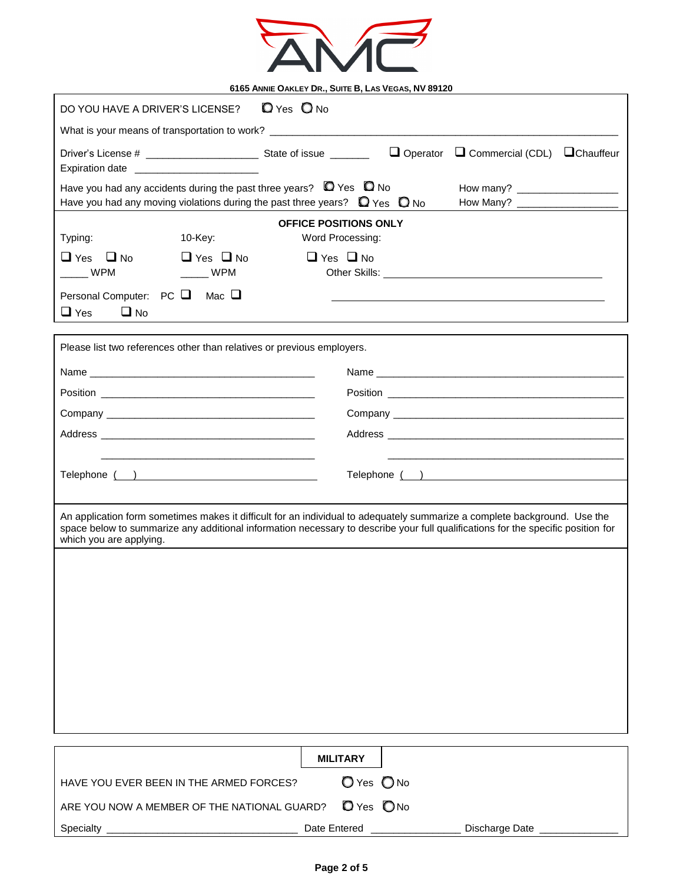**6165 ANNIE OAKLEY DR., SUITE B, LAS VEGAS, NV 89120**

DO YOU HAVE A DRIVER'S LICENSE? ○ Yes ○ No

What is your means of transportation to work? ___________________________________________

Driver's License # ____________________ State of issue _______ ☐ Operator ☐ Commercial (CDL) ☐ Chauffeur

Expiration date ______________________

Have you had any accidents during the past three years? ○ Yes ○ No How many? __________________

Have you had any moving violations during the past three years? ○ Yes ○ No How Many? __________________

## OFFICE POSITIONS ONLY

| Typing: | 10-Key: | Word Processing: |
|---|---|---|
| ☐ Yes ☐ No | ☐ Yes ☐ No | ☐ Yes ☐ No |
| _____ WPM | _____ WPM | Other Skills: ______________________________ |

Personal Computer: PC ☐ Mac ☐

☐ Yes ☐ No

______________________________________________

Please list two references other than relatives or previous employers.

| | |
|---|---|
| Name ________________________________ | Name ________________________________ |
| Position ________________________________ | Position ________________________________ |
| Company ________________________________ | Company ________________________________ |
| Address ________________________________ | Address ________________________________ |
| ________________________________ | ________________________________ |
| Telephone ( ) ________________________ | Telephone ( ) ________________________ |

An application form sometimes makes it difficult for an individual to adequately summarize a complete background. Use the space below to summarize any additional information necessary to describe your full qualifications for the specific position for which you are applying.

## MILITARY

HAVE YOU EVER BEEN IN THE ARMED FORCES? ○ Yes ○ No

ARE YOU NOW A MEMBER OF THE NATIONAL GUARD? ○ Yes ○ No

Specialty ______________________________ Date Entered ______________ Discharge Date _____________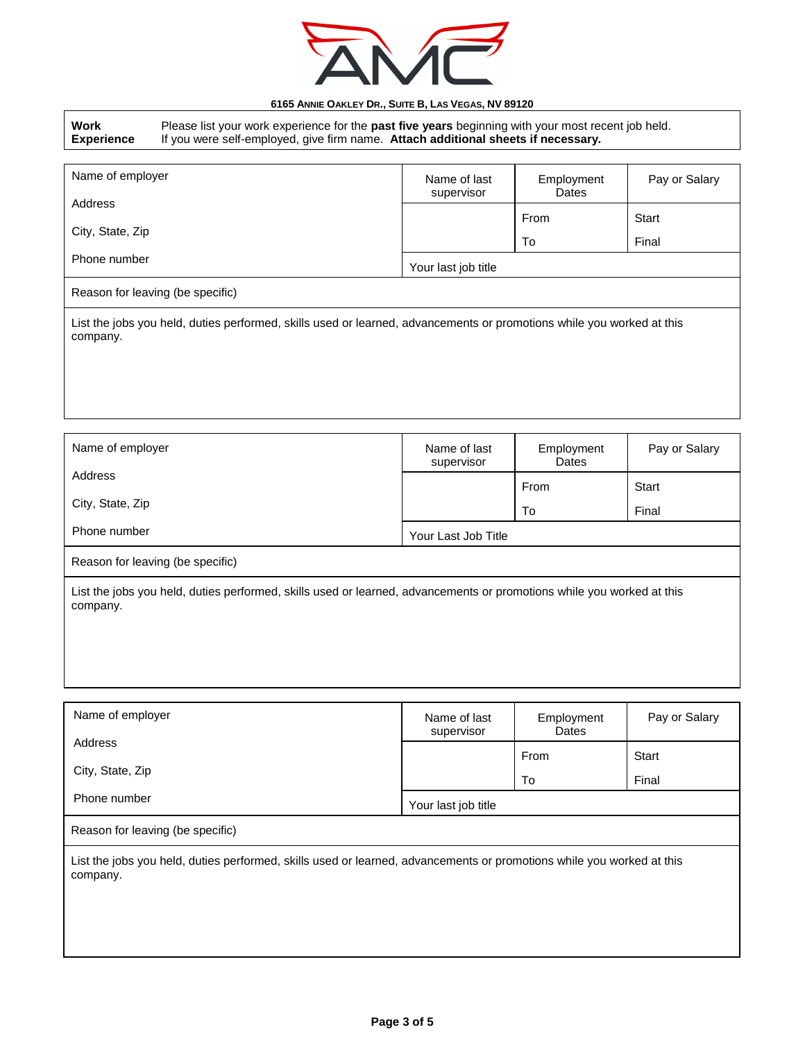**AMC**

**6165 ANNIE OAKLEY DR., SUITE B, LAS VEGAS, NV 89120**

| **Work Experience** | Please list your work experience for the **past five years** beginning with your most recent job held. If you were self-employed, give firm name. **Attach additional sheets if necessary.** |
|---|---|

| Name of employer<br><br>Address<br><br>City, State, Zip<br><br>Phone number | Name of last supervisor | Employment Dates | Pay or Salary |
|---|---|---|---|
| | | From | Start |
| | | To | Final |
| | Your last job title | | |
| Reason for leaving (be specific) | | | |
| List the jobs you held, duties performed, skills used or learned, advancements or promotions while you worked at this company. | | | |

| Name of employer<br><br>Address<br><br>City, State, Zip<br><br>Phone number | Name of last supervisor | Employment Dates | Pay or Salary |
|---|---|---|---|
| | | From | Start |
| | | To | Final |
| | Your Last Job Title | | |
| Reason for leaving (be specific) | | | |
| List the jobs you held, duties performed, skills used or learned, advancements or promotions while you worked at this company. | | | |

| Name of employer<br><br>Address<br><br>City, State, Zip<br><br>Phone number | Name of last supervisor | Employment Dates | Pay or Salary |
|---|---|---|---|
| | | From | Start |
| | | To | Final |
| | Your last job title | | |
| Reason for leaving (be specific) | | | |
| List the jobs you held, duties performed, skills used or learned, advancements or promotions while you worked at this company. | | | |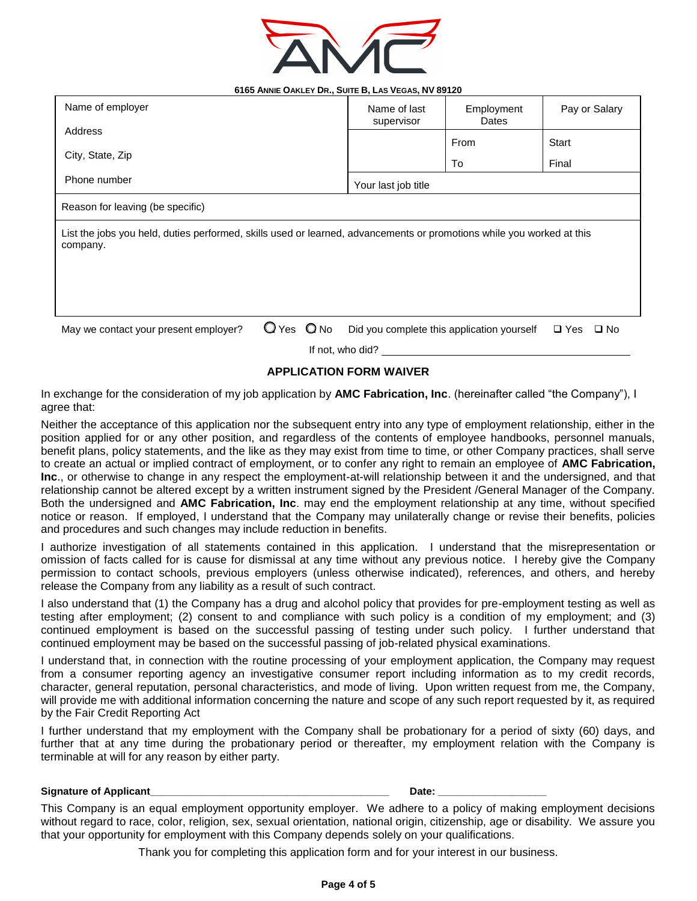**6165 ANNIE OAKLEY DR., SUITE B, LAS VEGAS, NV 89120**

| Name of employer<br>Address<br>City, State, Zip<br>Phone number | Name of last supervisor | Employment Dates | Pay or Salary |
|---|---|---|---|
| | | From | Start |
| | | To | Final |
| | Your last job title | | |
| Reason for leaving (be specific) | | | |
| List the jobs you held, duties performed, skills used or learned, advancements or promotions while you worked at this company. | | | |

May we contact your present employer? ◯ Yes ◯ No Did you complete this application yourself ☐ Yes ☐ No

If not, who did? ____________________________________________

## APPLICATION FORM WAIVER

In exchange for the consideration of my job application by **AMC Fabrication, Inc**. (hereinafter called "the Company"), I agree that:

Neither the acceptance of this application nor the subsequent entry into any type of employment relationship, either in the position applied for or any other position, and regardless of the contents of employee handbooks, personnel manuals, benefit plans, policy statements, and the like as they may exist from time to time, or other Company practices, shall serve to create an actual or implied contract of employment, or to confer any right to remain an employee of **AMC Fabrication, Inc**., or otherwise to change in any respect the employment-at-will relationship between it and the undersigned, and that relationship cannot be altered except by a written instrument signed by the President /General Manager of the Company. Both the undersigned and **AMC Fabrication, Inc**. may end the employment relationship at any time, without specified notice or reason. If employed, I understand that the Company may unilaterally change or revise their benefits, policies and procedures and such changes may include reduction in benefits.

I authorize investigation of all statements contained in this application. I understand that the misrepresentation or omission of facts called for is cause for dismissal at any time without any previous notice. I hereby give the Company permission to contact schools, previous employers (unless otherwise indicated), references, and others, and hereby release the Company from any liability as a result of such contract.

I also understand that (1) the Company has a drug and alcohol policy that provides for pre-employment testing as well as testing after employment; (2) consent to and compliance with such policy is a condition of my employment; and (3) continued employment is based on the successful passing of testing under such policy. I further understand that continued employment may be based on the successful passing of job-related physical examinations.

I understand that, in connection with the routine processing of your employment application, the Company may request from a consumer reporting agency an investigative consumer report including information as to my credit records, character, general reputation, personal characteristics, and mode of living. Upon written request from me, the Company, will provide me with additional information concerning the nature and scope of any such report requested by it, as required by the Fair Credit Reporting Act

I further understand that my employment with the Company shall be probationary for a period of sixty (60) days, and further that at any time during the probationary period or thereafter, my employment relation with the Company is terminable at will for any reason by either party.

**Signature of Applicant**_________________________________________ **Date:** __________________

This Company is an equal employment opportunity employer. We adhere to a policy of making employment decisions without regard to race, color, religion, sex, sexual orientation, national origin, citizenship, age or disability. We assure you that your opportunity for employment with this Company depends solely on your qualifications.

Thank you for completing this application form and for your interest in our business.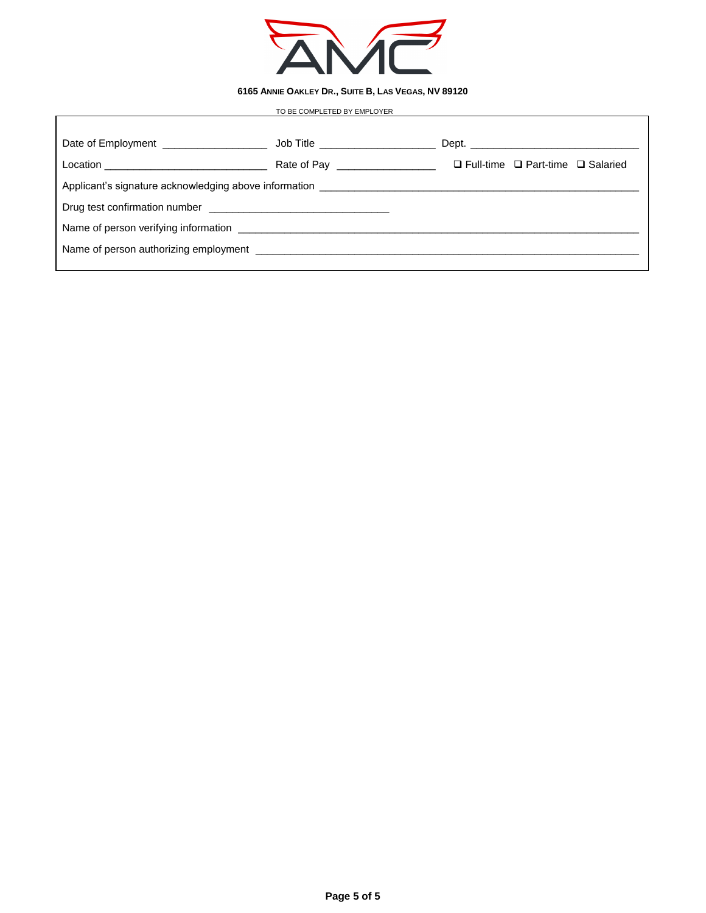**AMC**

**6165 ANNIE OAKLEY DR., SUITE B, LAS VEGAS, NV 89120**

TO BE COMPLETED BY EMPLOYER

Date of Employment __________________ Job Title ____________________ Dept. _____________________________

Location ____________________________ Rate of Pay _________________ ❑ Full-time ❑ Part-time ❑ Salaried

Applicant's signature acknowledging above information ________________________________________________________

Drug test confirmation number ________________________________

Name of person verifying information ______________________________________________________________________

Name of person authorizing employment ___________________________________________________________________